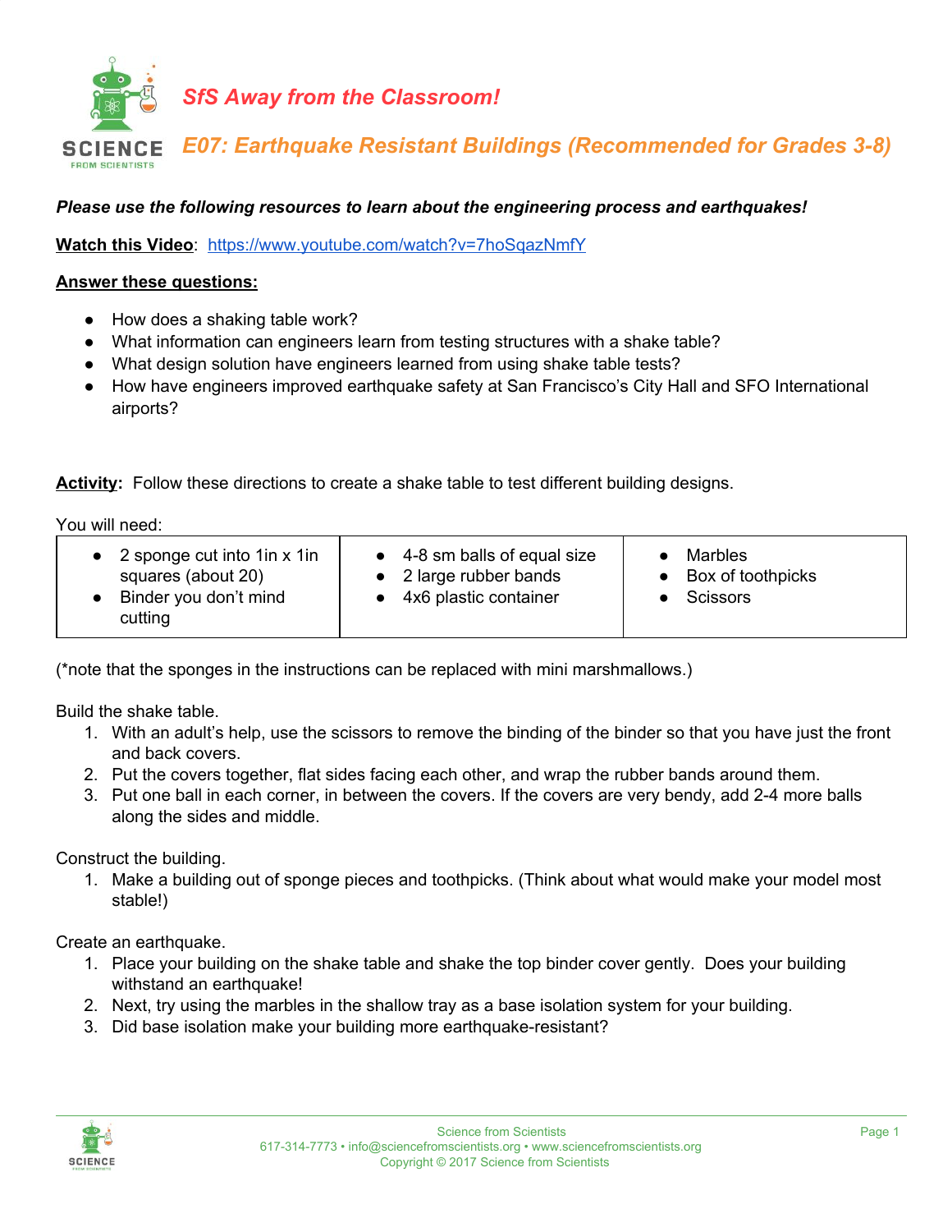# SfS Away from the Classroom!

## E07: Earthquake Resistant Buildings (Recommended for Grades 3-8)

***Please use the following resources to learn about the engineering process and earthquakes!***

**Watch this Video**: https://www.youtube.com/watch?v=7hoSqazNmfY

**Answer these questions:**

- How does a shaking table work?
- What information can engineers learn from testing structures with a shake table?
- What design solution have engineers learned from using shake table tests?
- How have engineers improved earthquake safety at San Francisco's City Hall and SFO International airports?

**Activity**: Follow these directions to create a shake table to test different building designs.

You will need:

| | | |
|---|---|---|
| • 2 sponge cut into 1in x 1in squares (about 20)<br>• Binder you don't mind cutting | • 4-8 sm balls of equal size<br>• 2 large rubber bands<br>• 4x6 plastic container | • Marbles<br>• Box of toothpicks<br>• Scissors |

(*note that the sponges in the instructions can be replaced with mini marshmallows.)

Build the shake table.

1. With an adult's help, use the scissors to remove the binding of the binder so that you have just the front and back covers.
2. Put the covers together, flat sides facing each other, and wrap the rubber bands around them.
3. Put one ball in each corner, in between the covers. If the covers are very bendy, add 2-4 more balls along the sides and middle.

Construct the building.

1. Make a building out of sponge pieces and toothpicks. (Think about what would make your model most stable!)

Create an earthquake.

1. Place your building on the shake table and shake the top binder cover gently. Does your building withstand an earthquake!
2. Next, try using the marbles in the shallow tray as a base isolation system for your building.
3. Did base isolation make your building more earthquake-resistant?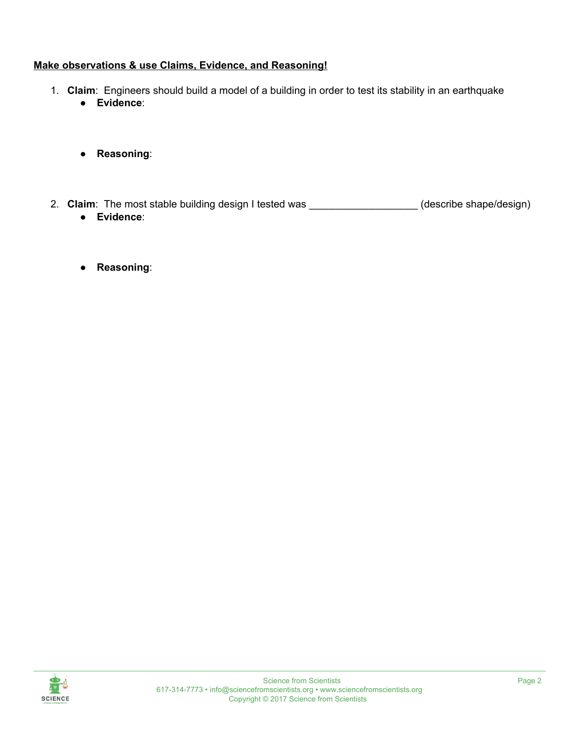**Make observations & use Claims, Evidence, and Reasoning!**

1. **Claim**: Engineers should build a model of a building in order to test its stability in an earthquake
   - **Evidence**:
   - **Reasoning**:
2. **Claim**: The most stable building design I tested was ___________________ (describe shape/design)
   - **Evidence**:
   - **Reasoning**: